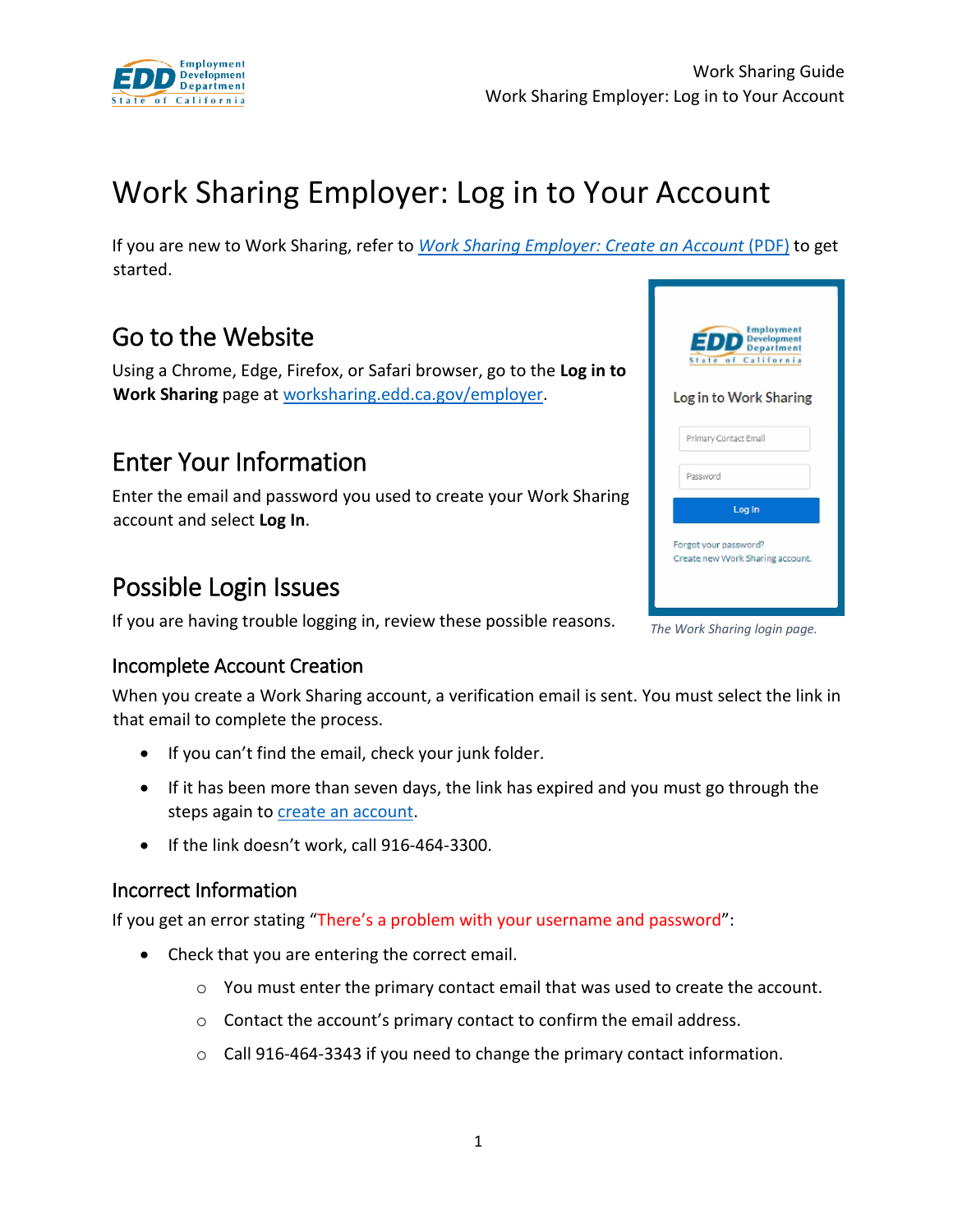# Work Sharing Employer: Log in to Your Account

If you are new to Work Sharing, refer to *Work Sharing Employer: Create an Account* (PDF) to get started.

## Go to the Website

Using a Chrome, Edge, Firefox, or Safari browser, go to the **Log in to Work Sharing** page at worksharing.edd.ca.gov/employer.

## Enter Your Information

Enter the email and password you used to create your Work Sharing account and select **Log In**.

*The Work Sharing login page.*

## Possible Login Issues

If you are having trouble logging in, review these possible reasons.

### Incomplete Account Creation

When you create a Work Sharing account, a verification email is sent. You must select the link in that email to complete the process.

- If you can't find the email, check your junk folder.
- If it has been more than seven days, the link has expired and you must go through the steps again to create an account.
- If the link doesn't work, call 916-464-3300.

### Incorrect Information

If you get an error stating "There's a problem with your username and password":

- Check that you are entering the correct email.
  - You must enter the primary contact email that was used to create the account.
  - Contact the account's primary contact to confirm the email address.
  - Call 916-464-3343 if you need to change the primary contact information.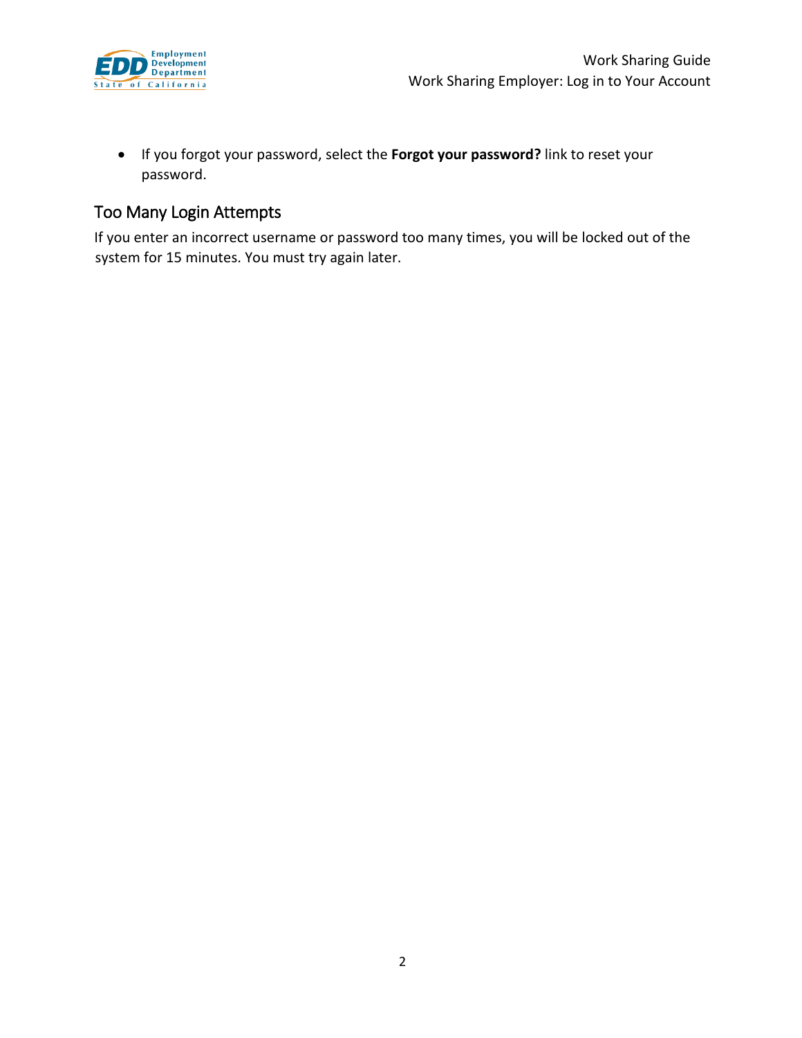- If you forgot your password, select the **Forgot your password?** link to reset your password.

## Too Many Login Attempts

If you enter an incorrect username or password too many times, you will be locked out of the system for 15 minutes. You must try again later.